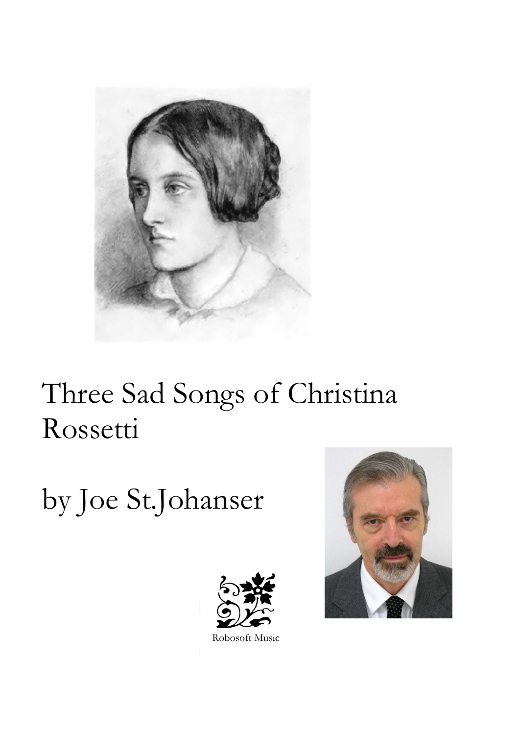# Three Sad Songs of Christina Rossetti

## by Joe St.Johanser

Robosoft Music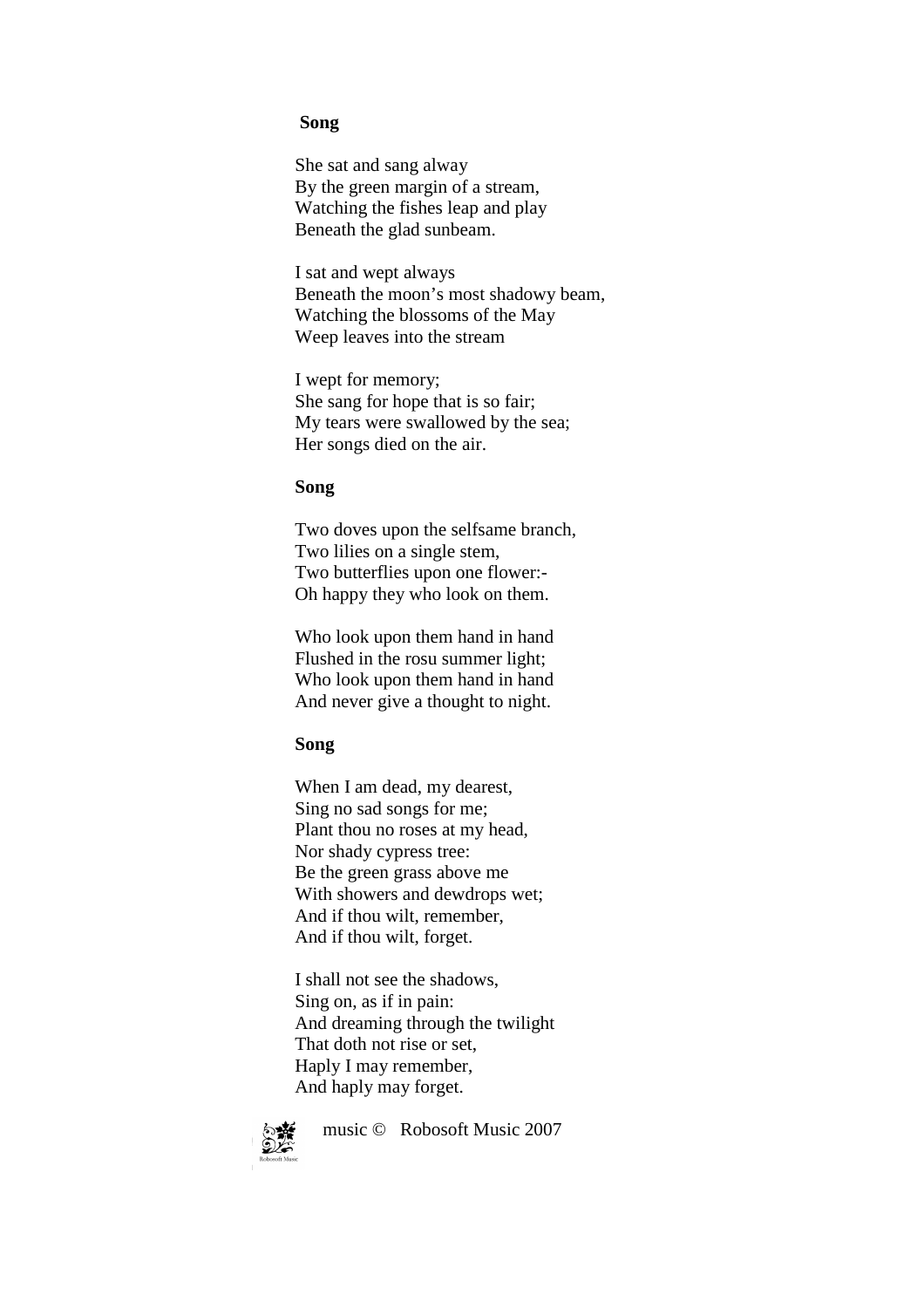**Song**

She sat and sang alway  
By the green margin of a stream,  
Watching the fishes leap and play  
Beneath the glad sunbeam.

I sat and wept always  
Beneath the moon's most shadowy beam,  
Watching the blossoms of the May  
Weep leaves into the stream

I wept for memory;  
She sang for hope that is so fair;  
My tears were swallowed by the sea;  
Her songs died on the air.

**Song**

Two doves upon the selfsame branch,  
Two lilies on a single stem,  
Two butterflies upon one flower:-  
Oh happy they who look on them.

Who look upon them hand in hand  
Flushed in the rosu summer light;  
Who look upon them hand in hand  
And never give a thought to night.

**Song**

When I am dead, my dearest,  
Sing no sad songs for me;  
Plant thou no roses at my head,  
Nor shady cypress tree:  
Be the green grass above me  
With showers and dewdrops wet;  
And if thou wilt, remember,  
And if thou wilt, forget.

I shall not see the shadows,  
Sing on, as if in pain:  
And dreaming through the twilight  
That doth not rise or set,  
Haply I may remember,  
And haply may forget.

Robosoft Music

music © Robosoft Music 2007